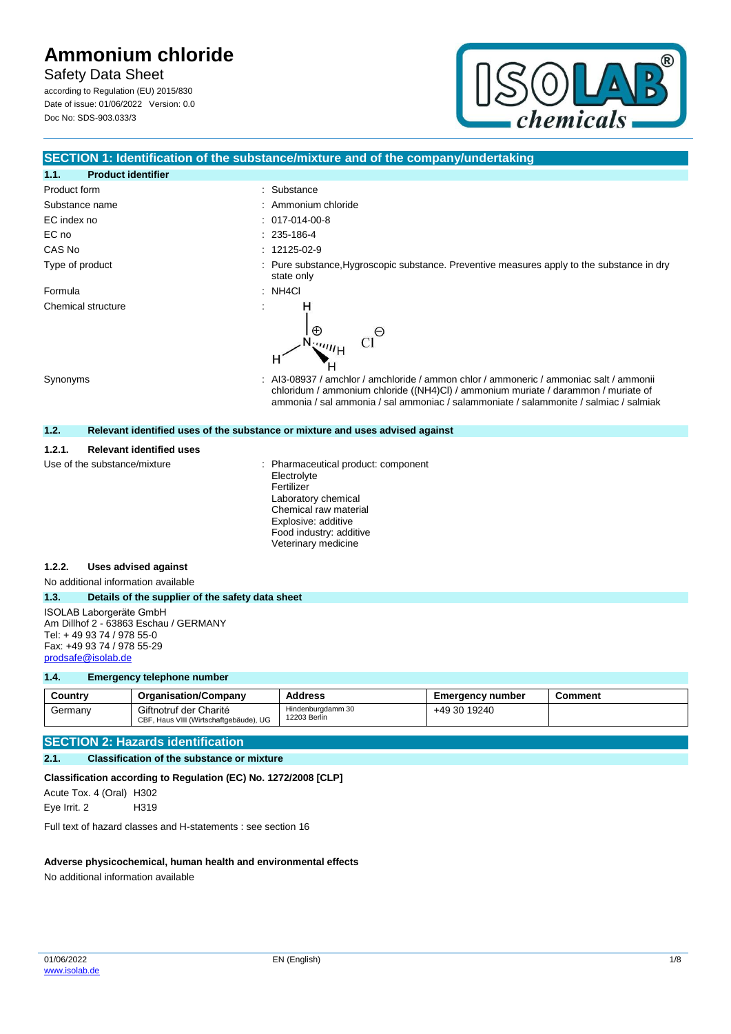# Ammonium chloride

Safety Data Sheet

according to Regulation (EU) 2015/830

Date of issue: 01/06/2022 Version: 0.0

Doc No: SDS-903.033/3

## SECTION 1: Identification of the substance/mixture and of the company/undertaking

### 1.1. Product identifier

| | |
|---|---|
| Product form | : Substance |
| Substance name | : Ammonium chloride |
| EC index no | : 017-014-00-8 |
| EC no | : 235-186-4 |
| CAS No | : 12125-02-9 |
| Type of product | : Pure substance,Hygroscopic substance. Preventive measures apply to the substance in dry state only |
| Formula | : NH4Cl |
| Chemical structure | : |
| Synonyms | : AI3-08937 / amchlor / amchloride / ammon chlor / ammoneric / ammoniac salt / ammonii chloridum / ammonium chloride ((NH4)Cl) / ammonium muriate / darammon / muriate of ammonia / sal ammonia / sal ammoniac / salammoniate / salammonite / salmiac / salmiak |

### 1.2. Relevant identified uses of the substance or mixture and uses advised against

#### 1.2.1. Relevant identified uses

Use of the substance/mixture : Pharmaceutical product: component
Electrolyte
Fertilizer
Laboratory chemical
Chemical raw material
Explosive: additive
Food industry: additive
Veterinary medicine

#### 1.2.2. Uses advised against

No additional information available

### 1.3. Details of the supplier of the safety data sheet

ISOLAB Laborgeräte GmbH
Am Dillhof 2 - 63863 Eschau / GERMANY
Tel: + 49 93 74 / 978 55-0
Fax: +49 93 74 / 978 55-29
prodsafe@isolab.de

### 1.4. Emergency telephone number

| Country | Organisation/Company | Address | Emergency number | Comment |
|---|---|---|---|---|
| Germany | Giftnotruf der Charité CBF, Haus VIII (Wirtschaftgebäude), UG | Hindenburgdamm 30 12203 Berlin | +49 30 19240 | |

## SECTION 2: Hazards identification

### 2.1. Classification of the substance or mixture

**Classification according to Regulation (EC) No. 1272/2008 [CLP]**

Acute Tox. 4 (Oral) H302

Eye Irrit. 2 H319

Full text of hazard classes and H-statements : see section 16

**Adverse physicochemical, human health and environmental effects**

No additional information available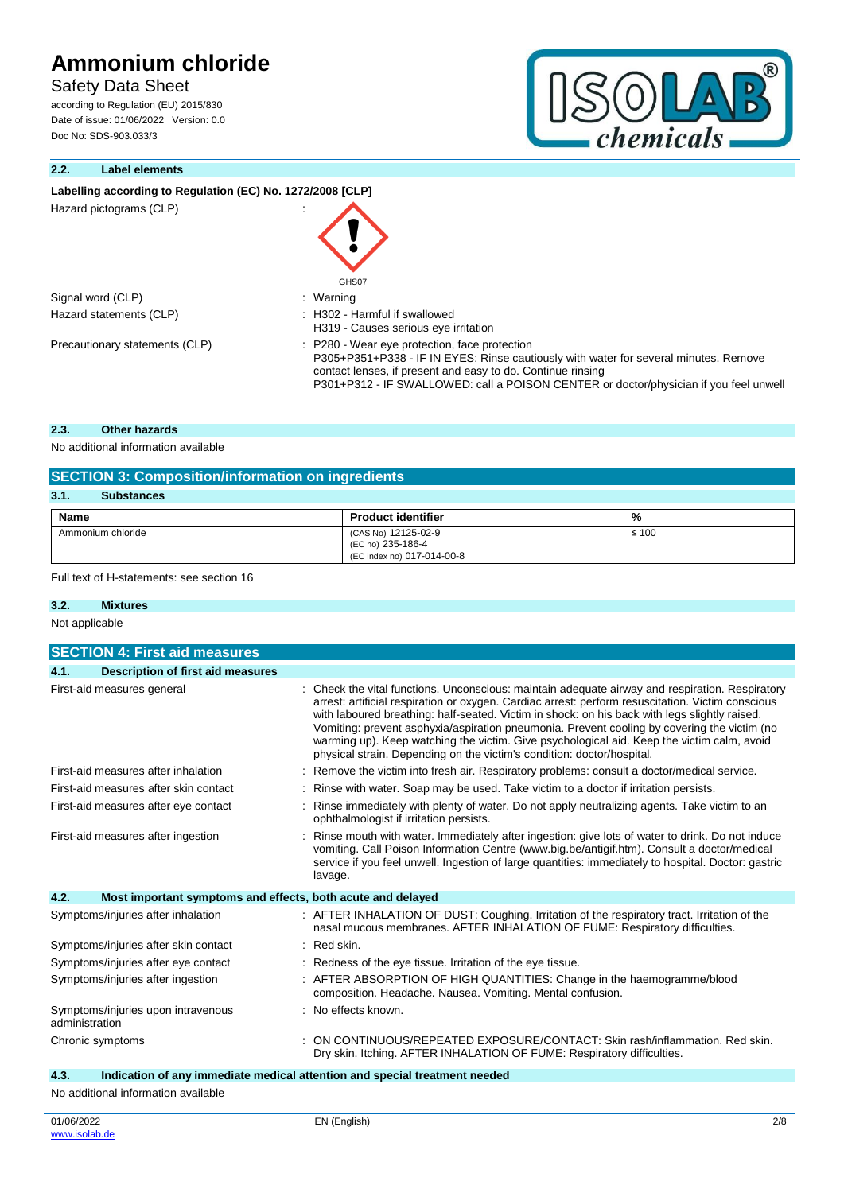### 2.2. Label elements

**Labelling according to Regulation (EC) No. 1272/2008 [CLP]**

Hazard pictograms (CLP) :

GHS07

Signal word (CLP) : Warning

Hazard statements (CLP) : H302 - Harmful if swallowed
H319 - Causes serious eye irritation

Precautionary statements (CLP) : P280 - Wear eye protection, face protection
P305+P351+P338 - IF IN EYES: Rinse cautiously with water for several minutes. Remove contact lenses, if present and easy to do. Continue rinsing
P301+P312 - IF SWALLOWED: call a POISON CENTER or doctor/physician if you feel unwell

### 2.3. Other hazards

No additional information available

## SECTION 3: Composition/information on ingredients

### 3.1. Substances

| Name | Product identifier | % |
|---|---|---|
| Ammonium chloride | (CAS No) 12125-02-9<br>(EC no) 235-186-4<br>(EC index no) 017-014-00-8 | ≤ 100 |

Full text of H-statements: see section 16

### 3.2. Mixtures

Not applicable

## SECTION 4: First aid measures

### 4.1. Description of first aid measures

First-aid measures general : Check the vital functions. Unconscious: maintain adequate airway and respiration. Respiratory arrest: artificial respiration or oxygen. Cardiac arrest: perform resuscitation. Victim conscious with laboured breathing: half-seated. Victim in shock: on his back with legs slightly raised. Vomiting: prevent asphyxia/aspiration pneumonia. Prevent cooling by covering the victim (no warming up). Keep watching the victim. Give psychological aid. Keep the victim calm, avoid physical strain. Depending on the victim's condition: doctor/hospital.

First-aid measures after inhalation : Remove the victim into fresh air. Respiratory problems: consult a doctor/medical service.

First-aid measures after skin contact : Rinse with water. Soap may be used. Take victim to a doctor if irritation persists.

First-aid measures after eye contact : Rinse immediately with plenty of water. Do not apply neutralizing agents. Take victim to an ophthalmologist if irritation persists.

First-aid measures after ingestion : Rinse mouth with water. Immediately after ingestion: give lots of water to drink. Do not induce vomiting. Call Poison Information Centre (www.big.be/antigif.htm). Consult a doctor/medical service if you feel unwell. Ingestion of large quantities: immediately to hospital. Doctor: gastric lavage.

### 4.2. Most important symptoms and effects, both acute and delayed

Symptoms/injuries after inhalation : AFTER INHALATION OF DUST: Coughing. Irritation of the respiratory tract. Irritation of the nasal mucous membranes. AFTER INHALATION OF FUME: Respiratory difficulties.

Symptoms/injuries after skin contact : Red skin.

Symptoms/injuries after eye contact : Redness of the eye tissue. Irritation of the eye tissue.

Symptoms/injuries after ingestion : AFTER ABSORPTION OF HIGH QUANTITIES: Change in the haemogramme/blood composition. Headache. Nausea. Vomiting. Mental confusion.

Symptoms/injuries upon intravenous administration : No effects known.

Chronic symptoms : ON CONTINUOUS/REPEATED EXPOSURE/CONTACT: Skin rash/inflammation. Red skin. Dry skin. Itching. AFTER INHALATION OF FUME: Respiratory difficulties.

### 4.3. Indication of any immediate medical attention and special treatment needed

No additional information available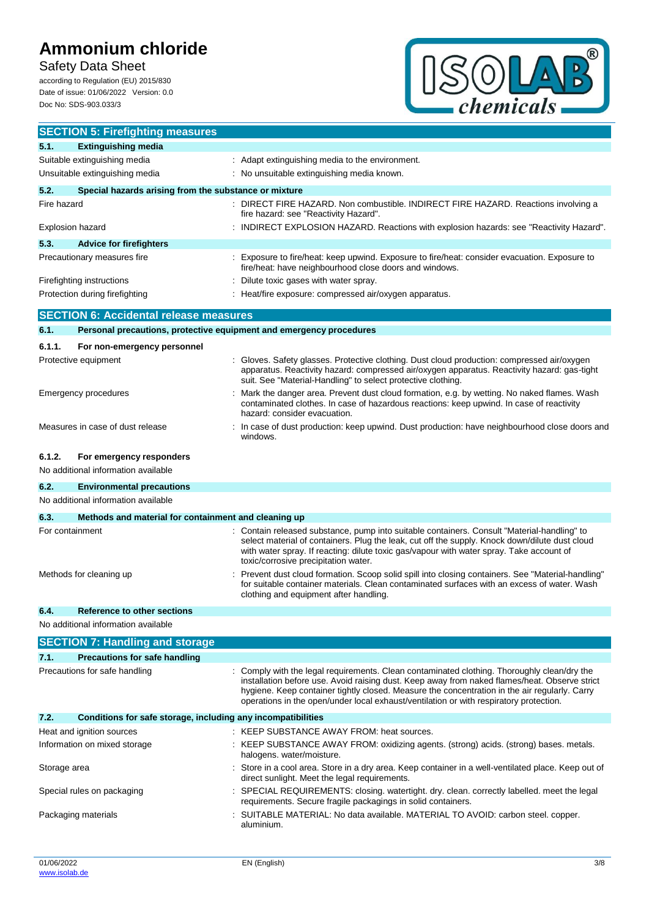## SECTION 5: Firefighting measures

### 5.1. Extinguishing media

| | |
|---|---|
| Suitable extinguishing media | : Adapt extinguishing media to the environment. |
| Unsuitable extinguishing media | : No unsuitable extinguishing media known. |

### 5.2. Special hazards arising from the substance or mixture

| | |
|---|---|
| Fire hazard | : DIRECT FIRE HAZARD. Non combustible. INDIRECT FIRE HAZARD. Reactions involving a fire hazard: see "Reactivity Hazard". |
| Explosion hazard | : INDIRECT EXPLOSION HAZARD. Reactions with explosion hazards: see "Reactivity Hazard". |

### 5.3. Advice for firefighters

| | |
|---|---|
| Precautionary measures fire | : Exposure to fire/heat: keep upwind. Exposure to fire/heat: consider evacuation. Exposure to fire/heat: have neighbourhood close doors and windows. |
| Firefighting instructions | : Dilute toxic gases with water spray. |
| Protection during firefighting | : Heat/fire exposure: compressed air/oxygen apparatus. |

## SECTION 6: Accidental release measures

### 6.1. Personal precautions, protective equipment and emergency procedures

#### 6.1.1. For non-emergency personnel

| | |
|---|---|
| Protective equipment | : Gloves. Safety glasses. Protective clothing. Dust cloud production: compressed air/oxygen apparatus. Reactivity hazard: compressed air/oxygen apparatus. Reactivity hazard: gas-tight suit. See "Material-Handling" to select protective clothing. |
| Emergency procedures | : Mark the danger area. Prevent dust cloud formation, e.g. by wetting. No naked flames. Wash contaminated clothes. In case of hazardous reactions: keep upwind. In case of reactivity hazard: consider evacuation. |
| Measures in case of dust release | : In case of dust production: keep upwind. Dust production: have neighbourhood close doors and windows. |

#### 6.1.2. For emergency responders

No additional information available

### 6.2. Environmental precautions

No additional information available

### 6.3. Methods and material for containment and cleaning up

| | |
|---|---|
| For containment | : Contain released substance, pump into suitable containers. Consult "Material-handling" to select material of containers. Plug the leak, cut off the supply. Knock down/dilute dust cloud with water spray. If reacting: dilute toxic gas/vapour with water spray. Take account of toxic/corrosive precipitation water. |
| Methods for cleaning up | : Prevent dust cloud formation. Scoop solid spill into closing containers. See "Material-handling" for suitable container materials. Clean contaminated surfaces with an excess of water. Wash clothing and equipment after handling. |

### 6.4. Reference to other sections

No additional information available

## SECTION 7: Handling and storage

### 7.1. Precautions for safe handling

| | |
|---|---|
| Precautions for safe handling | : Comply with the legal requirements. Clean contaminated clothing. Thoroughly clean/dry the installation before use. Avoid raising dust. Keep away from naked flames/heat. Observe strict hygiene. Keep container tightly closed. Measure the concentration in the air regularly. Carry operations in the open/under local exhaust/ventilation or with respiratory protection. |

### 7.2. Conditions for safe storage, including any incompatibilities

| | |
|---|---|
| Heat and ignition sources | : KEEP SUBSTANCE AWAY FROM: heat sources. |
| Information on mixed storage | : KEEP SUBSTANCE AWAY FROM: oxidizing agents. (strong) acids. (strong) bases. metals. halogens. water/moisture. |
| Storage area | : Store in a cool area. Store in a dry area. Keep container in a well-ventilated place. Keep out of direct sunlight. Meet the legal requirements. |
| Special rules on packaging | : SPECIAL REQUIREMENTS: closing. watertight. dry. clean. correctly labelled. meet the legal requirements. Secure fragile packagings in solid containers. |
| Packaging materials | : SUITABLE MATERIAL: No data available. MATERIAL TO AVOID: carbon steel. copper. aluminium. |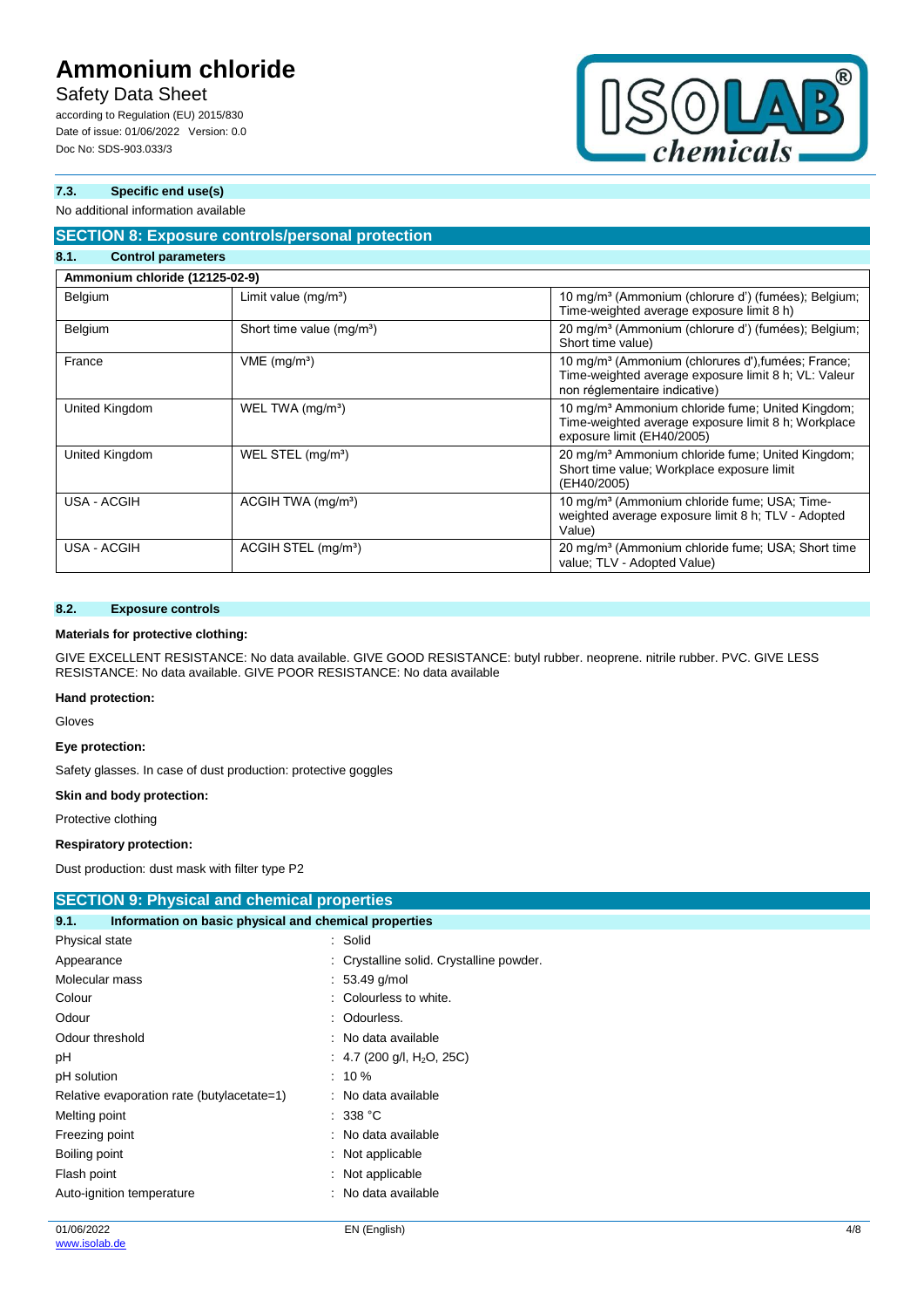### 7.3. Specific end use(s)

No additional information available

## SECTION 8: Exposure controls/personal protection

### 8.1. Control parameters

| Ammonium chloride (12125-02-9) | | |
|---|---|---|
| Belgium | Limit value (mg/m³) | 10 mg/m³ (Ammonium (chlorure d') (fumées); Belgium; Time-weighted average exposure limit 8 h) |
| Belgium | Short time value (mg/m³) | 20 mg/m³ (Ammonium (chlorure d') (fumées); Belgium; Short time value) |
| France | VME (mg/m³) | 10 mg/m³ (Ammonium (chlorures d'),fumées; France; Time-weighted average exposure limit 8 h; VL: Valeur non réglementaire indicative) |
| United Kingdom | WEL TWA (mg/m³) | 10 mg/m³ Ammonium chloride fume; United Kingdom; Time-weighted average exposure limit 8 h; Workplace exposure limit (EH40/2005) |
| United Kingdom | WEL STEL (mg/m³) | 20 mg/m³ Ammonium chloride fume; United Kingdom; Short time value; Workplace exposure limit (EH40/2005) |
| USA - ACGIH | ACGIH TWA (mg/m³) | 10 mg/m³ (Ammonium chloride fume; USA; Time-weighted average exposure limit 8 h; TLV - Adopted Value) |
| USA - ACGIH | ACGIH STEL (mg/m³) | 20 mg/m³ (Ammonium chloride fume; USA; Short time value; TLV - Adopted Value) |

### 8.2. Exposure controls

**Materials for protective clothing:**

GIVE EXCELLENT RESISTANCE: No data available. GIVE GOOD RESISTANCE: butyl rubber. neoprene. nitrile rubber. PVC. GIVE LESS RESISTANCE: No data available. GIVE POOR RESISTANCE: No data available

**Hand protection:**

Gloves

**Eye protection:**

Safety glasses. In case of dust production: protective goggles

**Skin and body protection:**

Protective clothing

**Respiratory protection:**

Dust production: dust mask with filter type P2

## SECTION 9: Physical and chemical properties

### 9.1. Information on basic physical and chemical properties

| | |
|---|---|
| Physical state | : Solid |
| Appearance | : Crystalline solid. Crystalline powder. |
| Molecular mass | : 53.49 g/mol |
| Colour | : Colourless to white. |
| Odour | : Odourless. |
| Odour threshold | : No data available |
| pH | : 4.7 (200 g/l, $H_2O$, 25C) |
| pH solution | : 10 % |
| Relative evaporation rate (butylacetate=1) | : No data available |
| Melting point | : 338 °C |
| Freezing point | : No data available |
| Boiling point | : Not applicable |
| Flash point | : Not applicable |
| Auto-ignition temperature | : No data available |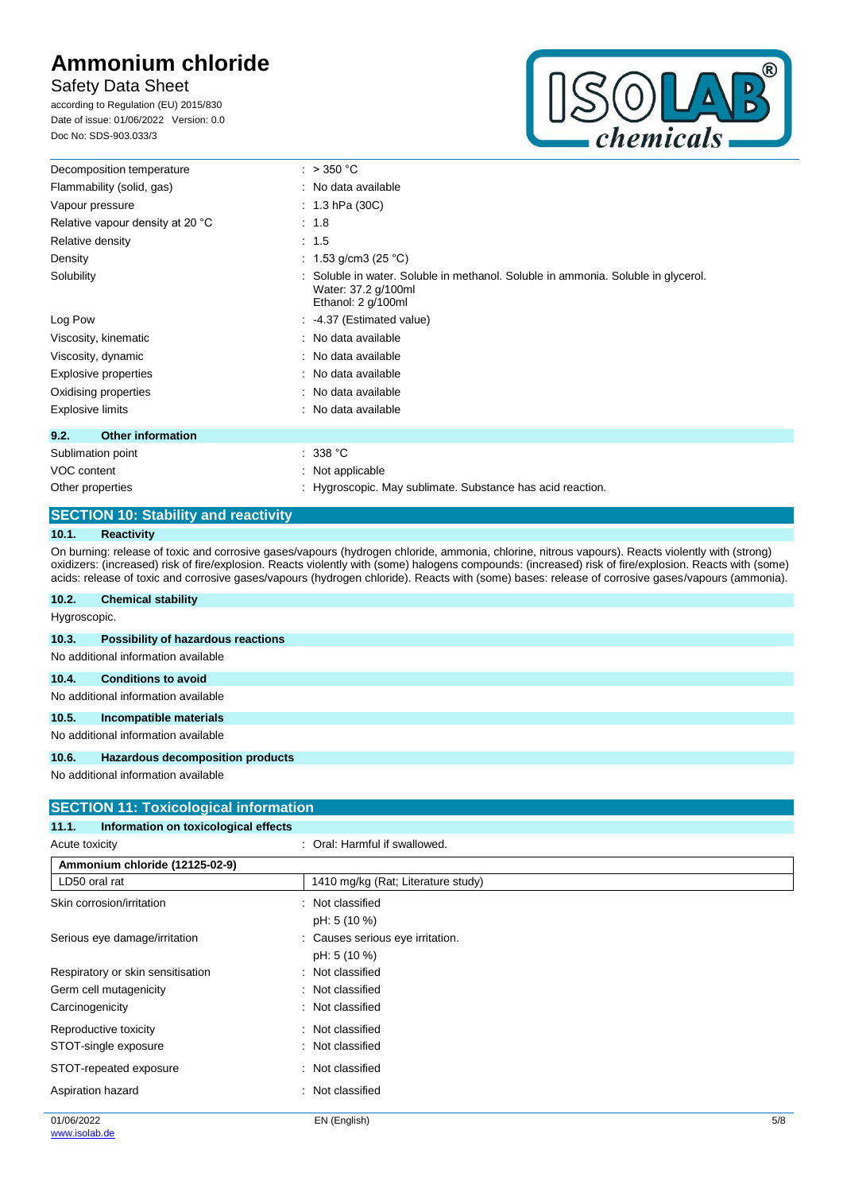| | |
|---|---|
| Decomposition temperature | : > 350 °C |
| Flammability (solid, gas) | : No data available |
| Vapour pressure | : 1.3 hPa (30C) |
| Relative vapour density at 20 °C | : 1.8 |
| Relative density | : 1.5 |
| Density | : 1.53 g/cm3 (25 °C) |
| Solubility | : Soluble in water. Soluble in methanol. Soluble in ammonia. Soluble in glycerol.<br>Water: 37.2 g/100ml<br>Ethanol: 2 g/100ml |
| Log Pow | : -4.37 (Estimated value) |
| Viscosity, kinematic | : No data available |
| Viscosity, dynamic | : No data available |
| Explosive properties | : No data available |
| Oxidising properties | : No data available |
| Explosive limits | : No data available |

### 9.2. Other information

| | |
|---|---|
| Sublimation point | : 338 °C |
| VOC content | : Not applicable |
| Other properties | : Hygroscopic. May sublimate. Substance has acid reaction. |

## SECTION 10: Stability and reactivity

### 10.1. Reactivity

On burning: release of toxic and corrosive gases/vapours (hydrogen chloride, ammonia, chlorine, nitrous vapours). Reacts violently with (strong) oxidizers: (increased) risk of fire/explosion. Reacts violently with (some) halogens compounds: (increased) risk of fire/explosion. Reacts with (some) acids: release of toxic and corrosive gases/vapours (hydrogen chloride). Reacts with (some) bases: release of corrosive gases/vapours (ammonia).

### 10.2. Chemical stability

Hygroscopic.

### 10.3. Possibility of hazardous reactions

No additional information available

### 10.4. Conditions to avoid

No additional information available

### 10.5. Incompatible materials

No additional information available

### 10.6. Hazardous decomposition products

No additional information available

## SECTION 11: Toxicological information

### 11.1. Information on toxicological effects

Acute toxicity : Oral: Harmful if swallowed.

| Ammonium chloride (12125-02-9) | |
|---|---|
| LD50 oral rat | 1410 mg/kg (Rat; Literature study) |

| | |
|---|---|
| Skin corrosion/irritation | : Not classified<br>pH: 5 (10 %) |
| Serious eye damage/irritation | : Causes serious eye irritation.<br>pH: 5 (10 %) |
| Respiratory or skin sensitisation | : Not classified |
| Germ cell mutagenicity | : Not classified |
| Carcinogenicity | : Not classified |
| Reproductive toxicity | : Not classified |
| STOT-single exposure | : Not classified |
| STOT-repeated exposure | : Not classified |
| Aspiration hazard | : Not classified |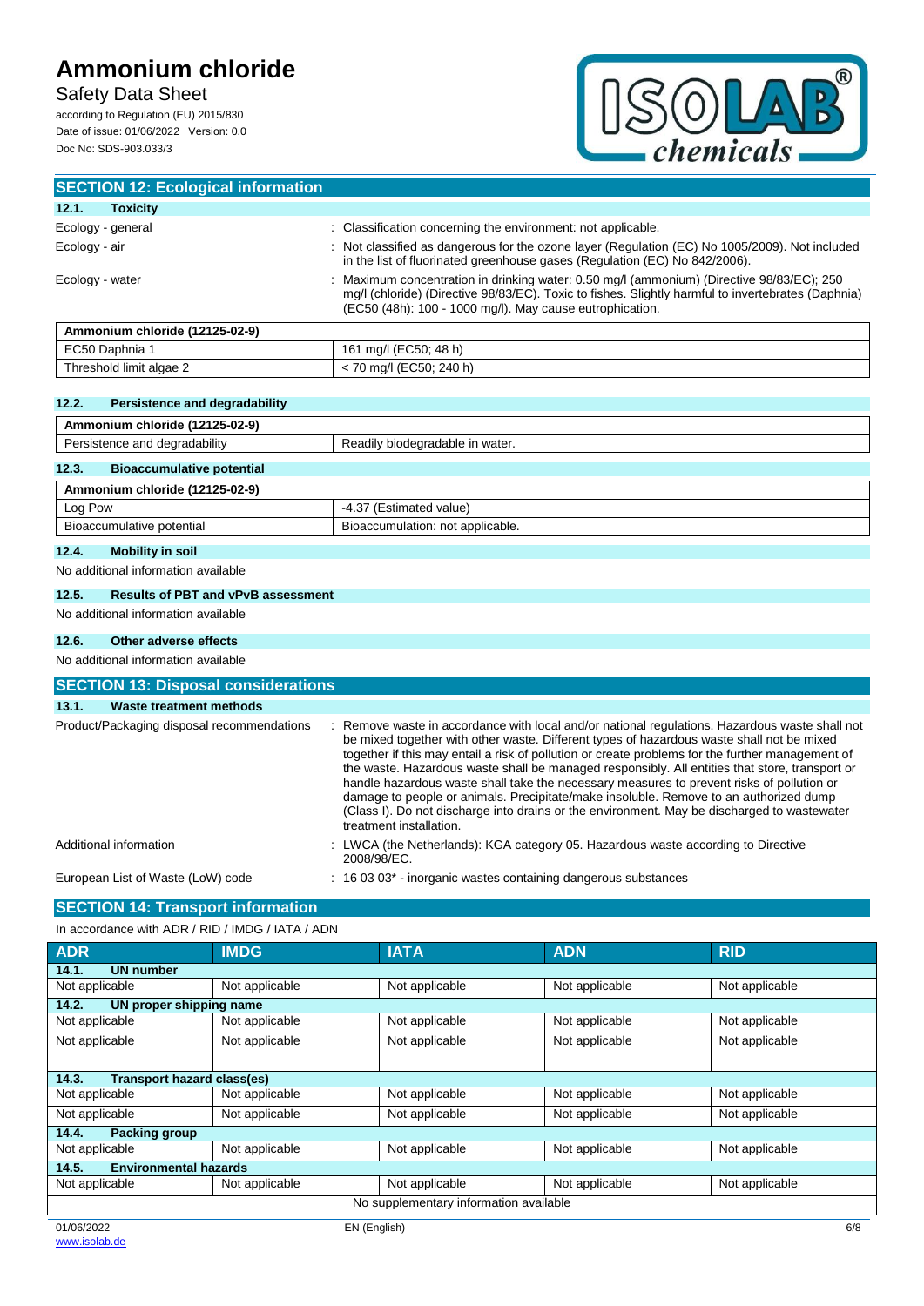## SECTION 12: Ecological information

### 12.1. Toxicity

| | |
|---|---|
| Ecology - general | : Classification concerning the environment: not applicable. |
| Ecology - air | : Not classified as dangerous for the ozone layer (Regulation (EC) No 1005/2009). Not included in the list of fluorinated greenhouse gases (Regulation (EC) No 842/2006). |
| Ecology - water | : Maximum concentration in drinking water: 0.50 mg/l (ammonium) (Directive 98/83/EC); 250 mg/l (chloride) (Directive 98/83/EC). Toxic to fishes. Slightly harmful to invertebrates (Daphnia) (EC50 (48h): 100 - 1000 mg/l). May cause eutrophication. |

| Ammonium chloride (12125-02-9) | |
|---|---|
| EC50 Daphnia 1 | 161 mg/l (EC50; 48 h) |
| Threshold limit algae 2 | < 70 mg/l (EC50; 240 h) |

### 12.2. Persistence and degradability

| Ammonium chloride (12125-02-9) | |
|---|---|
| Persistence and degradability | Readily biodegradable in water. |

### 12.3. Bioaccumulative potential

| Ammonium chloride (12125-02-9) | |
|---|---|
| Log Pow | -4.37 (Estimated value) |
| Bioaccumulative potential | Bioaccumulation: not applicable. |

### 12.4. Mobility in soil

No additional information available

### 12.5. Results of PBT and vPvB assessment

No additional information available

### 12.6. Other adverse effects

No additional information available

## SECTION 13: Disposal considerations

### 13.1. Waste treatment methods

| | |
|---|---|
| Product/Packaging disposal recommendations | : Remove waste in accordance with local and/or national regulations. Hazardous waste shall not be mixed together with other waste. Different types of hazardous waste shall not be mixed together if this may entail a risk of pollution or create problems for the further management of the waste. Hazardous waste shall be managed responsibly. All entities that store, transport or handle hazardous waste shall take the necessary measures to prevent risks of pollution or damage to people or animals. Precipitate/make insoluble. Remove to an authorized dump (Class I). Do not discharge into drains or the environment. May be discharged to wastewater treatment installation. |
| Additional information | : LWCA (the Netherlands): KGA category 05. Hazardous waste according to Directive 2008/98/EC. |
| European List of Waste (LoW) code | : 16 03 03* - inorganic wastes containing dangerous substances |

## SECTION 14: Transport information

In accordance with ADR / RID / IMDG / IATA / ADN

| ADR | IMDG | IATA | ADN | RID |
|---|---|---|---|---|
| **14.1. UN number** | | | | |
| Not applicable | Not applicable | Not applicable | Not applicable | Not applicable |
| **14.2. UN proper shipping name** | | | | |
| Not applicable | Not applicable | Not applicable | Not applicable | Not applicable |
| Not applicable | Not applicable | Not applicable | Not applicable | Not applicable |
| **14.3. Transport hazard class(es)** | | | | |
| Not applicable | Not applicable | Not applicable | Not applicable | Not applicable |
| Not applicable | Not applicable | Not applicable | Not applicable | Not applicable |
| **14.4. Packing group** | | | | |
| Not applicable | Not applicable | Not applicable | Not applicable | Not applicable |
| **14.5. Environmental hazards** | | | | |
| Not applicable | Not applicable | Not applicable | Not applicable | Not applicable |
| No supplementary information available | | | | |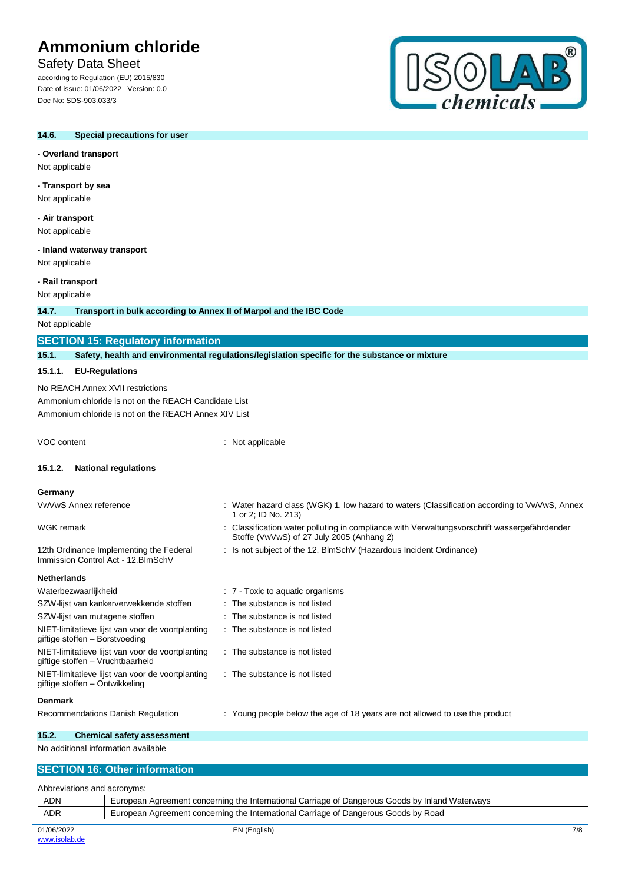#### 14.6. Special precautions for user

**- Overland transport**

Not applicable

**- Transport by sea**

Not applicable

**- Air transport**

Not applicable

**- Inland waterway transport**

Not applicable

**- Rail transport**

Not applicable

#### 14.7. Transport in bulk according to Annex II of Marpol and the IBC Code

Not applicable

## SECTION 15: Regulatory information

### 15.1. Safety, health and environmental regulations/legislation specific for the substance or mixture

#### 15.1.1. EU-Regulations

No REACH Annex XVII restrictions

Ammonium chloride is not on the REACH Candidate List

Ammonium chloride is not on the REACH Annex XIV List

VOC content : Not applicable

#### 15.1.2. National regulations

**Germany**

| | |
|---|---|
| VwVwS Annex reference | : Water hazard class (WGK) 1, low hazard to waters (Classification according to VwVwS, Annex 1 or 2; ID No. 213) |
| WGK remark | : Classification water polluting in compliance with Verwaltungsvorschrift wassergefährdender Stoffe (VwVwS) of 27 July 2005 (Anhang 2) |
| 12th Ordinance Implementing the Federal Immission Control Act - 12.BImSchV | : Is not subject of the 12. BlmSchV (Hazardous Incident Ordinance) |

**Netherlands**

| | |
|---|---|
| Waterbezwaarlijkheid | : 7 - Toxic to aquatic organisms |
| SZW-lijst van kankerverwekkende stoffen | : The substance is not listed |
| SZW-lijst van mutagene stoffen | : The substance is not listed |
| NIET-limitatieve lijst van voor de voortplanting giftige stoffen – Borstvoeding | : The substance is not listed |
| NIET-limitatieve lijst van voor de voortplanting giftige stoffen – Vruchtbaarheid | : The substance is not listed |
| NIET-limitatieve lijst van voor de voortplanting giftige stoffen – Ontwikkeling | : The substance is not listed |

**Denmark**

| | |
|---|---|
| Recommendations Danish Regulation | : Young people below the age of 18 years are not allowed to use the product |

### 15.2. Chemical safety assessment

No additional information available

## SECTION 16: Other information

Abbreviations and acronyms:

| | |
|---|---|
| ADN | European Agreement concerning the International Carriage of Dangerous Goods by Inland Waterways |
| ADR | European Agreement concerning the International Carriage of Dangerous Goods by Road |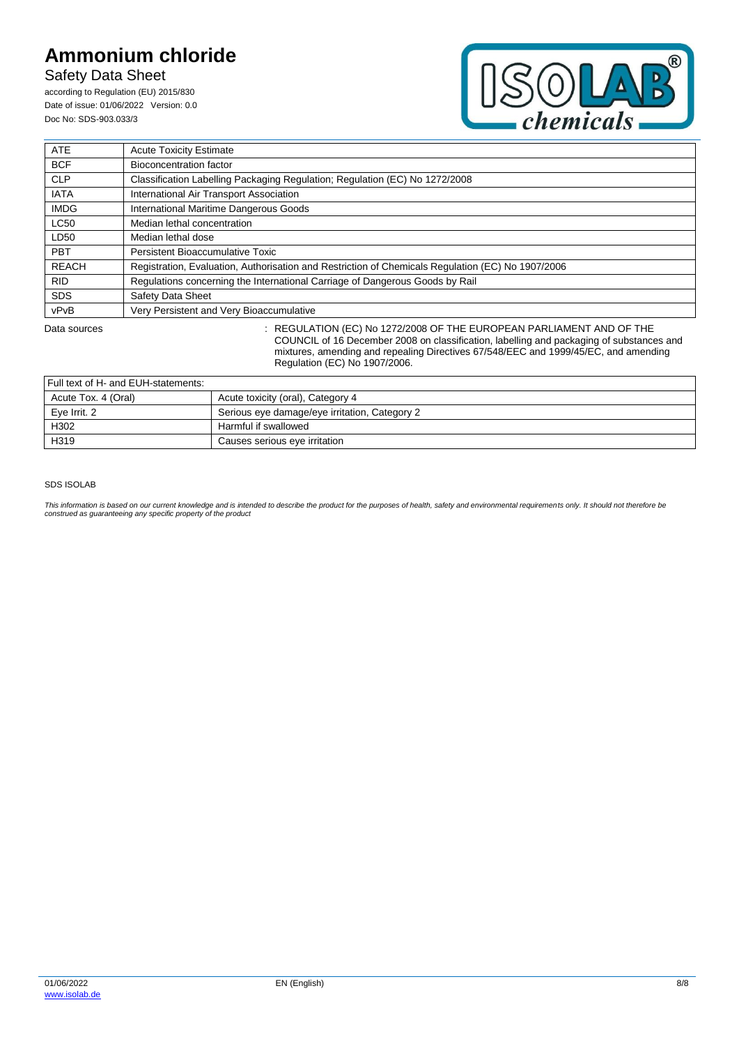| | |
|---|---|
| ATE | Acute Toxicity Estimate |
| BCF | Bioconcentration factor |
| CLP | Classification Labelling Packaging Regulation; Regulation (EC) No 1272/2008 |
| IATA | International Air Transport Association |
| IMDG | International Maritime Dangerous Goods |
| LC50 | Median lethal concentration |
| LD50 | Median lethal dose |
| PBT | Persistent Bioaccumulative Toxic |
| REACH | Registration, Evaluation, Authorisation and Restriction of Chemicals Regulation (EC) No 1907/2006 |
| RID | Regulations concerning the International Carriage of Dangerous Goods by Rail |
| SDS | Safety Data Sheet |
| vPvB | Very Persistent and Very Bioaccumulative |

Data sources : REGULATION (EC) No 1272/2008 OF THE EUROPEAN PARLIAMENT AND OF THE COUNCIL of 16 December 2008 on classification, labelling and packaging of substances and mixtures, amending and repealing Directives 67/548/EEC and 1999/45/EC, and amending Regulation (EC) No 1907/2006.

| Full text of H- and EUH-statements: | |
|---|---|
| Acute Tox. 4 (Oral) | Acute toxicity (oral), Category 4 |
| Eye Irrit. 2 | Serious eye damage/eye irritation, Category 2 |
| H302 | Harmful if swallowed |
| H319 | Causes serious eye irritation |

SDS ISOLAB

*This information is based on our current knowledge and is intended to describe the product for the purposes of health, safety and environmental requirements only. It should not therefore be construed as guaranteeing any specific property of the product*